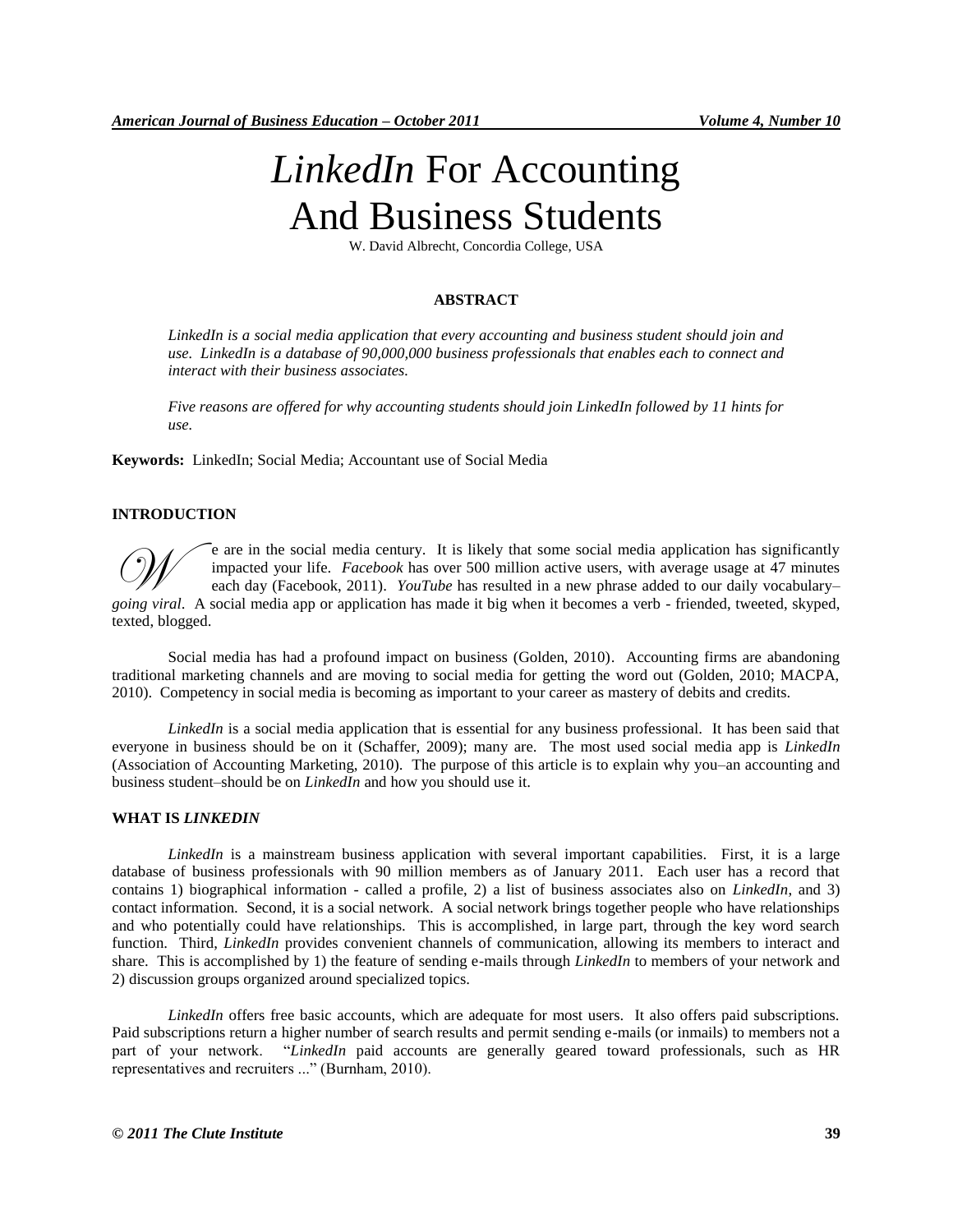# *LinkedIn* For Accounting And Business Students

W. David Albrecht, Concordia College, USA

## ABSTRACT

*LinkedIn is a social media application that every accounting and business student should join and use. LinkedIn is a database of 90,000,000 business professionals that enables each to connect and interact with their business associates.*

*Five reasons are offered for why accounting students should join LinkedIn followed by 11 hints for use.*

**Keywords:** LinkedIn; Social Media; Accountant use of Social Media

## INTRODUCTION

We are in the social media century. It is likely that some social media application has significantly impacted your life. *Facebook* has over 500 million active users, with average usage at 47 minutes each day (Facebook, 2011). *YouTube* has resulted in a new phrase added to our daily vocabulary– *going viral*. A social media app or application has made it big when it becomes a verb - friended, tweeted, skyped, texted, blogged.

Social media has had a profound impact on business (Golden, 2010). Accounting firms are abandoning traditional marketing channels and are moving to social media for getting the word out (Golden, 2010; MACPA, 2010). Competency in social media is becoming as important to your career as mastery of debits and credits.

*LinkedIn* is a social media application that is essential for any business professional. It has been said that everyone in business should be on it (Schaffer, 2009); many are. The most used social media app is *LinkedIn* (Association of Accounting Marketing, 2010). The purpose of this article is to explain why you–an accounting and business student–should be on *LinkedIn* and how you should use it.

## WHAT IS *LINKEDIN*

*LinkedIn* is a mainstream business application with several important capabilities. First, it is a large database of business professionals with 90 million members as of January 2011. Each user has a record that contains 1) biographical information - called a profile, 2) a list of business associates also on *LinkedIn*, and 3) contact information. Second, it is a social network. A social network brings together people who have relationships and who potentially could have relationships. This is accomplished, in large part, through the key word search function. Third, *LinkedIn* provides convenient channels of communication, allowing its members to interact and share. This is accomplished by 1) the feature of sending e-mails through *LinkedIn* to members of your network and 2) discussion groups organized around specialized topics.

*LinkedIn* offers free basic accounts, which are adequate for most users. It also offers paid subscriptions. Paid subscriptions return a higher number of search results and permit sending e-mails (or inmails) to members not a part of your network. "*LinkedIn* paid accounts are generally geared toward professionals, such as HR representatives and recruiters ..." (Burnham, 2010).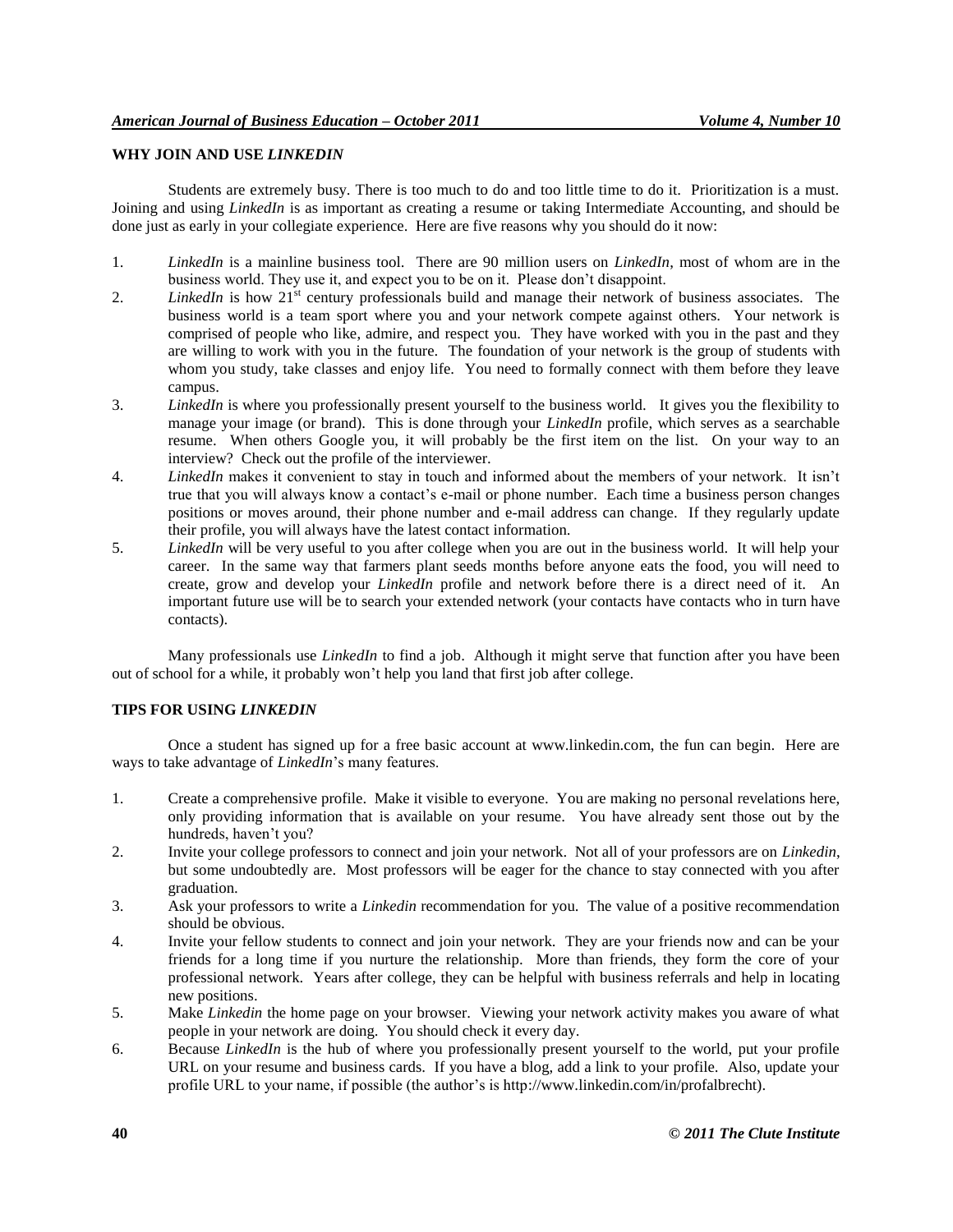## WHY JOIN AND USE *LINKEDIN*

Students are extremely busy. There is too much to do and too little time to do it. Prioritization is a must. Joining and using *LinkedIn* is as important as creating a resume or taking Intermediate Accounting, and should be done just as early in your collegiate experience. Here are five reasons why you should do it now:

1. *LinkedIn* is a mainline business tool. There are 90 million users on *LinkedIn*, most of whom are in the business world. They use it, and expect you to be on it. Please don't disappoint.
2. *LinkedIn* is how 21st century professionals build and manage their network of business associates. The business world is a team sport where you and your network compete against others. Your network is comprised of people who like, admire, and respect you. They have worked with you in the past and they are willing to work with you in the future. The foundation of your network is the group of students with whom you study, take classes and enjoy life. You need to formally connect with them before they leave campus.
3. *LinkedIn* is where you professionally present yourself to the business world. It gives you the flexibility to manage your image (or brand). This is done through your *LinkedIn* profile, which serves as a searchable resume. When others Google you, it will probably be the first item on the list. On your way to an interview? Check out the profile of the interviewer.
4. *LinkedIn* makes it convenient to stay in touch and informed about the members of your network. It isn't true that you will always know a contact's e-mail or phone number. Each time a business person changes positions or moves around, their phone number and e-mail address can change. If they regularly update their profile, you will always have the latest contact information.
5. *LinkedIn* will be very useful to you after college when you are out in the business world. It will help your career. In the same way that farmers plant seeds months before anyone eats the food, you will need to create, grow and develop your *LinkedIn* profile and network before there is a direct need of it. An important future use will be to search your extended network (your contacts have contacts who in turn have contacts).

Many professionals use *LinkedIn* to find a job. Although it might serve that function after you have been out of school for a while, it probably won't help you land that first job after college.

## TIPS FOR USING *LINKEDIN*

Once a student has signed up for a free basic account at www.linkedin.com, the fun can begin. Here are ways to take advantage of *LinkedIn*'s many features.

1. Create a comprehensive profile. Make it visible to everyone. You are making no personal revelations here, only providing information that is available on your resume. You have already sent those out by the hundreds, haven't you?
2. Invite your college professors to connect and join your network. Not all of your professors are on *Linkedin*, but some undoubtedly are. Most professors will be eager for the chance to stay connected with you after graduation.
3. Ask your professors to write a *Linkedin* recommendation for you. The value of a positive recommendation should be obvious.
4. Invite your fellow students to connect and join your network. They are your friends now and can be your friends for a long time if you nurture the relationship. More than friends, they form the core of your professional network. Years after college, they can be helpful with business referrals and help in locating new positions.
5. Make *Linkedin* the home page on your browser. Viewing your network activity makes you aware of what people in your network are doing. You should check it every day.
6. Because *LinkedIn* is the hub of where you professionally present yourself to the world, put your profile URL on your resume and business cards. If you have a blog, add a link to your profile. Also, update your profile URL to your name, if possible (the author's is http://www.linkedin.com/in/profalbrecht).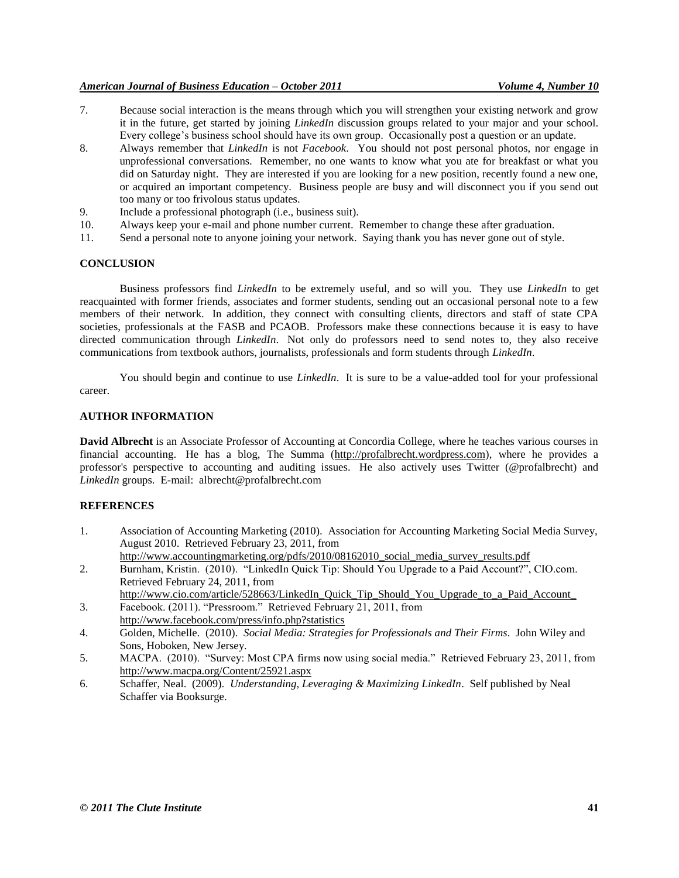7. Because social interaction is the means through which you will strengthen your existing network and grow it in the future, get started by joining *LinkedIn* discussion groups related to your major and your school. Every college's business school should have its own group. Occasionally post a question or an update.
8. Always remember that *LinkedIn* is not *Facebook*. You should not post personal photos, nor engage in unprofessional conversations. Remember, no one wants to know what you ate for breakfast or what you did on Saturday night. They are interested if you are looking for a new position, recently found a new one, or acquired an important competency. Business people are busy and will disconnect you if you send out too many or too frivolous status updates.
9. Include a professional photograph (i.e., business suit).
10. Always keep your e-mail and phone number current. Remember to change these after graduation.
11. Send a personal note to anyone joining your network. Saying thank you has never gone out of style.

## CONCLUSION

Business professors find *LinkedIn* to be extremely useful, and so will you. They use *LinkedIn* to get reacquainted with former friends, associates and former students, sending out an occasional personal note to a few members of their network. In addition, they connect with consulting clients, directors and staff of state CPA societies, professionals at the FASB and PCAOB. Professors make these connections because it is easy to have directed communication through *LinkedIn*. Not only do professors need to send notes to, they also receive communications from textbook authors, journalists, professionals and form students through *LinkedIn*.

You should begin and continue to use *LinkedIn*. It is sure to be a value-added tool for your professional career.

## AUTHOR INFORMATION

**David Albrecht** is an Associate Professor of Accounting at Concordia College, where he teaches various courses in financial accounting. He has a blog, The Summa (http://profalbrecht.wordpress.com), where he provides a professor's perspective to accounting and auditing issues. He also actively uses Twitter (@profalbrecht) and *LinkedIn* groups. E-mail: albrecht@profalbrecht.com

## REFERENCES

1. Association of Accounting Marketing (2010). Association for Accounting Marketing Social Media Survey, August 2010. Retrieved February 23, 2011, from http://www.accountingmarketing.org/pdfs/2010/08162010_social_media_survey_results.pdf
2. Burnham, Kristin. (2010). "LinkedIn Quick Tip: Should You Upgrade to a Paid Account?", CIO.com. Retrieved February 24, 2011, from http://www.cio.com/article/528663/LinkedIn_Quick_Tip_Should_You_Upgrade_to_a_Paid_Account_
3. Facebook. (2011). "Pressroom." Retrieved February 21, 2011, from http://www.facebook.com/press/info.php?statistics
4. Golden, Michelle. (2010). *Social Media: Strategies for Professionals and Their Firms*. John Wiley and Sons, Hoboken, New Jersey.
5. MACPA. (2010). "Survey: Most CPA firms now using social media." Retrieved February 23, 2011, from http://www.macpa.org/Content/25921.aspx
6. Schaffer, Neal. (2009). *Understanding, Leveraging & Maximizing LinkedIn*. Self published by Neal Schaffer via Booksurge.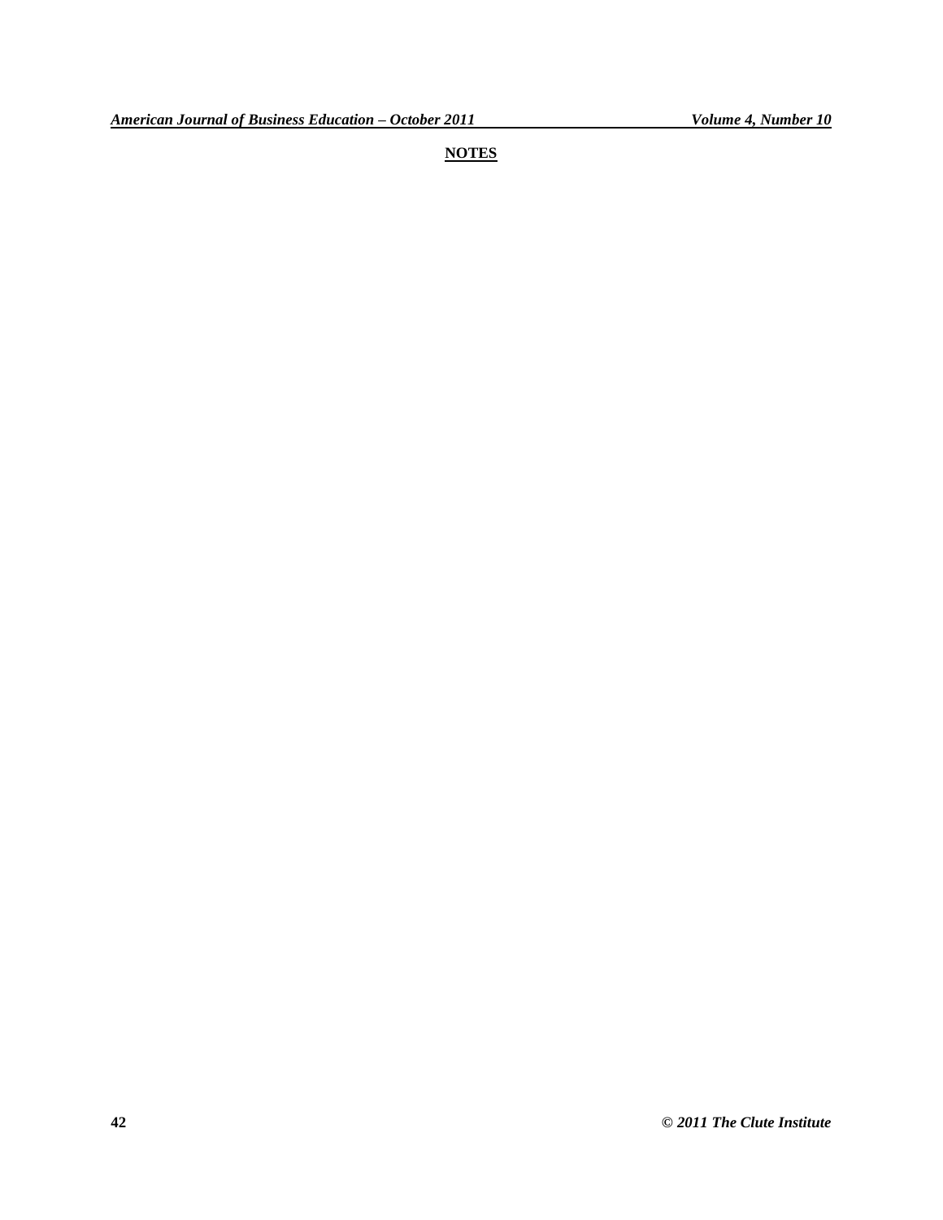**NOTES**